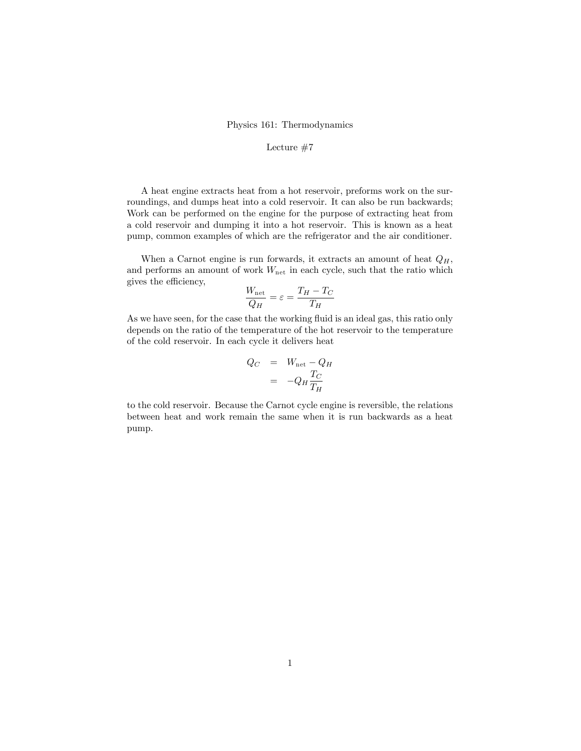Physics 161: Thermodynamics

Lecture #7

A heat engine extracts heat from a hot reservoir, preforms work on the surroundings, and dumps heat into a cold reservoir. It can also be run backwards; Work can be performed on the engine for the purpose of extracting heat from a cold reservoir and dumping it into a hot reservoir. This is known as a heat pump, common examples of which are the refrigerator and the air conditioner.

When a Carnot engine is run forwards, it extracts an amount of heat $Q_H$, and performs an amount of work $W_{\text{net}}$ in each cycle, such that the ratio which gives the efficiency,

$$\frac{W_{\text{net}}}{Q_H} = \varepsilon = \frac{T_H - T_C}{T_H}$$

As we have seen, for the case that the working fluid is an ideal gas, this ratio only depends on the ratio of the temperature of the hot reservoir to the temperature of the cold reservoir. In each cycle it delivers heat

$$\begin{aligned} Q_C &= W_{\text{net}} - Q_H \\ &= -Q_H \frac{T_C}{T_H} \end{aligned}$$

to the cold reservoir. Because the Carnot cycle engine is reversible, the relations between heat and work remain the same when it is run backwards as a heat pump.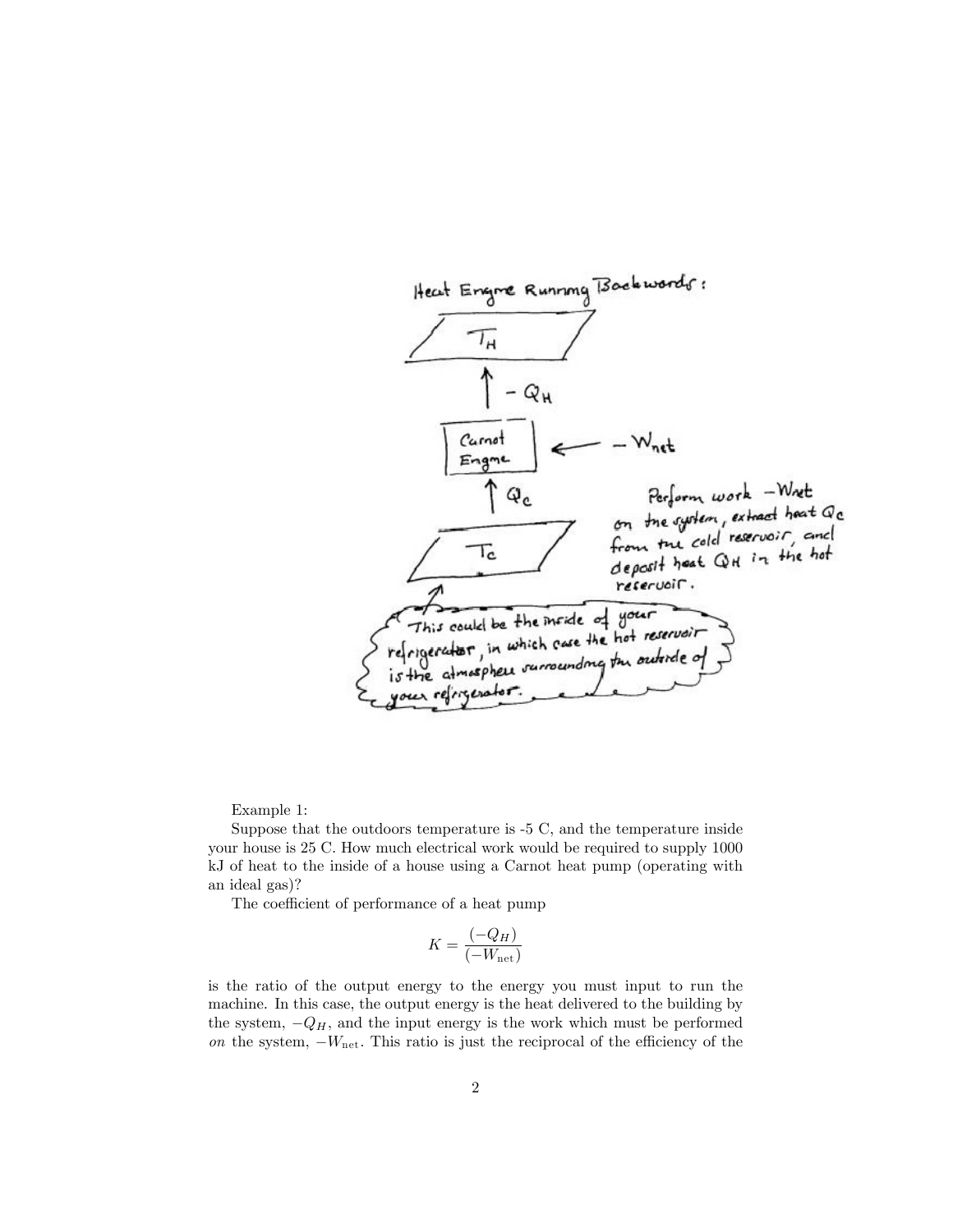Example 1:

Suppose that the outdoors temperature is -5 C, and the temperature inside your house is 25 C. How much electrical work would be required to supply 1000 kJ of heat to the inside of a house using a Carnot heat pump (operating with an ideal gas)?

The coefficient of performance of a heat pump

$$K = \frac{(-Q_H)}{(-W_{\text{net}})}$$

is the ratio of the output energy to the energy you must input to run the machine. In this case, the output energy is the heat delivered to the building by the system, $-Q_H$, and the input energy is the work which must be performed *on* the system, $-W_{\text{net}}$. This ratio is just the reciprocal of the efficiency of the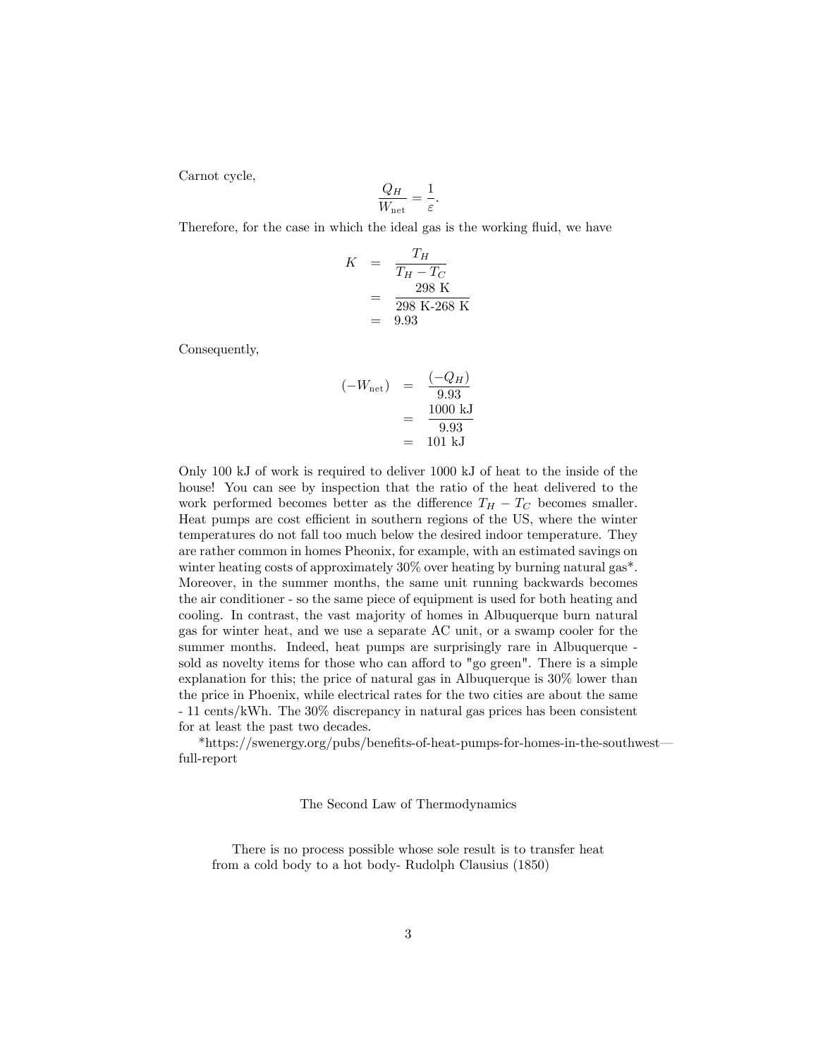Carnot cycle,

$$\frac{Q_H}{W_{\text{net}}} = \frac{1}{\varepsilon}.$$

Therefore, for the case in which the ideal gas is the working fluid, we have

$$\begin{aligned} K &= \frac{T_H}{T_H - T_C} \\ &= \frac{298 \text{ K}}{298 \text{ K-}268 \text{ K}} \\ &= 9.93 \end{aligned}$$

Consequently,

$$\begin{aligned} (-W_{\text{net}}) &= \frac{(-Q_H)}{9.93} \\ &= \frac{1000 \text{ kJ}}{9.93} \\ &= 101 \text{ kJ} \end{aligned}$$

Only 100 kJ of work is required to deliver 1000 kJ of heat to the inside of the house! You can see by inspection that the ratio of the heat delivered to the work performed becomes better as the difference $T_H - T_C$ becomes smaller. Heat pumps are cost efficient in southern regions of the US, where the winter temperatures do not fall too much below the desired indoor temperature. They are rather common in homes Pheonix, for example, with an estimated savings on winter heating costs of approximately 30% over heating by burning natural gas*. Moreover, in the summer months, the same unit running backwards becomes the air conditioner - so the same piece of equipment is used for both heating and cooling. In contrast, the vast majority of homes in Albuquerque burn natural gas for winter heat, and we use a separate AC unit, or a swamp cooler for the summer months. Indeed, heat pumps are surprisingly rare in Albuquerque - sold as novelty items for those who can afford to "go green". There is a simple explanation for this; the price of natural gas in Albuquerque is 30% lower than the price in Phoenix, while electrical rates for the two cities are about the same - 11 cents/kWh. The 30% discrepancy in natural gas prices has been consistent for at least the past two decades.

*https://swenergy.org/pubs/benefits-of-heat-pumps-for-homes-in-the-southwest—full-report

## The Second Law of Thermodynamics

> There is no process possible whose sole result is to transfer heat from a cold body to a hot body- Rudolph Clausius (1850)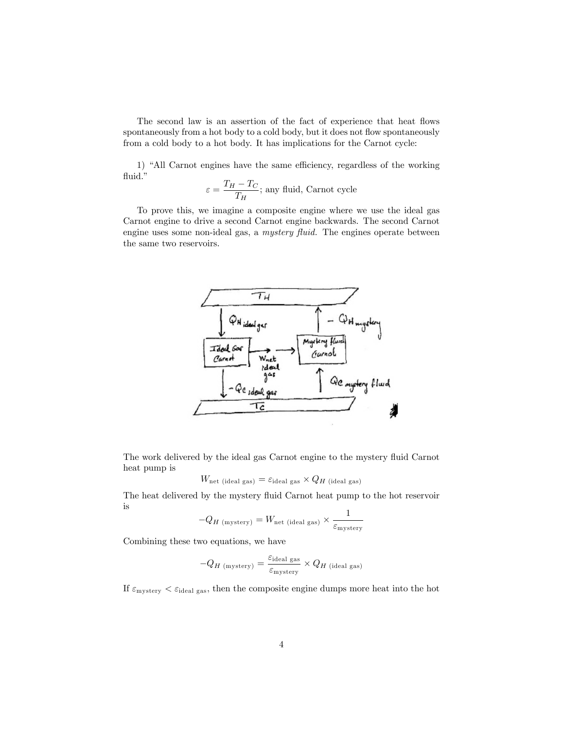The second law is an assertion of the fact of experience that heat flows spontaneously from a hot body to a cold body, but it does not flow spontaneously from a cold body to a hot body. It has implications for the Carnot cycle:

1) "All Carnot engines have the same efficiency, regardless of the working fluid."

$$\varepsilon = \frac{T_H - T_C}{T_H}; \text{ any fluid, Carnot cycle}$$

To prove this, we imagine a composite engine where we use the ideal gas Carnot engine to drive a second Carnot engine backwards. The second Carnot engine uses some non-ideal gas, a *mystery fluid*. The engines operate between the same two reservoirs.

The work delivered by the ideal gas Carnot engine to the mystery fluid Carnot heat pump is

$$W_{\text{net (ideal gas)}} = \varepsilon_{\text{ideal gas}} \times Q_{H \text{ (ideal gas)}}$$

The heat delivered by the mystery fluid Carnot heat pump to the hot reservoir is

$$-Q_{H \text{ (mystery)}} = W_{\text{net (ideal gas)}} \times \frac{1}{\varepsilon_{\text{mystery}}}$$

Combining these two equations, we have

$$-Q_{H \text{ (mystery)}} = \frac{\varepsilon_{\text{ideal gas}}}{\varepsilon_{\text{mystery}}} \times Q_{H \text{ (ideal gas)}}$$

If $\varepsilon_{\text{mystery}} < \varepsilon_{\text{ideal gas}}$, then the composite engine dumps more heat into the hot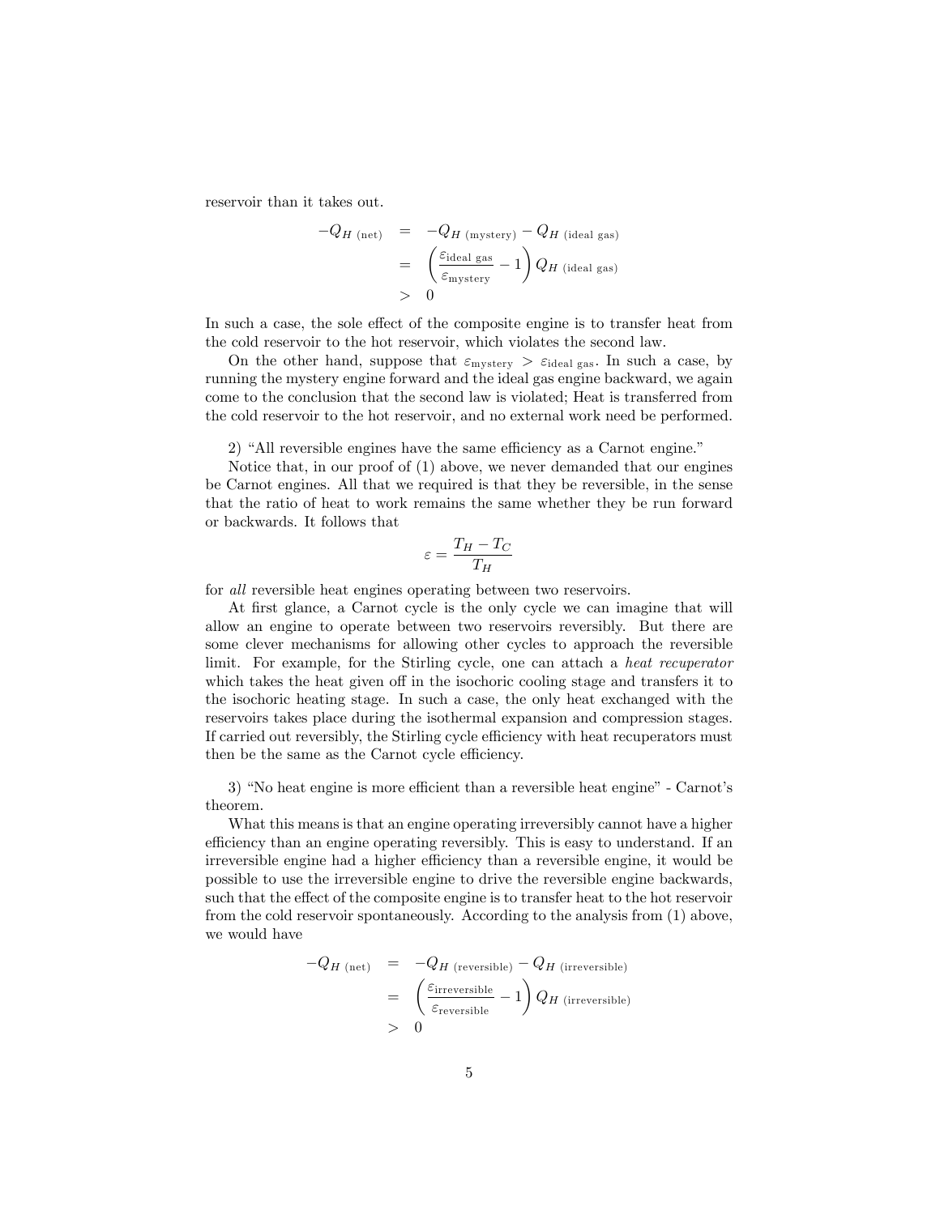reservoir than it takes out.

$$
\begin{aligned}
-Q_{H\ (\text{net})} &= -Q_{H\ (\text{mystery})} - Q_{H\ (\text{ideal gas})} \\
&= \left(\frac{\varepsilon_{\text{ideal gas}}}{\varepsilon_{\text{mystery}}} - 1\right) Q_{H\ (\text{ideal gas})} \\
&> 0
\end{aligned}
$$

In such a case, the sole effect of the composite engine is to transfer heat from the cold reservoir to the hot reservoir, which violates the second law.

On the other hand, suppose that $\varepsilon_{\text{mystery}} > \varepsilon_{\text{ideal gas}}$. In such a case, by running the mystery engine forward and the ideal gas engine backward, we again come to the conclusion that the second law is violated; Heat is transferred from the cold reservoir to the hot reservoir, and no external work need be performed.

2) "All reversible engines have the same efficiency as a Carnot engine."

Notice that, in our proof of (1) above, we never demanded that our engines be Carnot engines. All that we required is that they be reversible, in the sense that the ratio of heat to work remains the same whether they be run forward or backwards. It follows that

$$
\varepsilon = \frac{T_H - T_C}{T_H}
$$

for *all* reversible heat engines operating between two reservoirs.

At first glance, a Carnot cycle is the only cycle we can imagine that will allow an engine to operate between two reservoirs reversibly. But there are some clever mechanisms for allowing other cycles to approach the reversible limit. For example, for the Stirling cycle, one can attach a *heat recuperator* which takes the heat given off in the isochoric cooling stage and transfers it to the isochoric heating stage. In such a case, the only heat exchanged with the reservoirs takes place during the isothermal expansion and compression stages. If carried out reversibly, the Stirling cycle efficiency with heat recuperators must then be the same as the Carnot cycle efficiency.

3) "No heat engine is more efficient than a reversible heat engine" - Carnot's theorem.

What this means is that an engine operating irreversibly cannot have a higher efficiency than an engine operating reversibly. This is easy to understand. If an irreversible engine had a higher efficiency than a reversible engine, it would be possible to use the irreversible engine to drive the reversible engine backwards, such that the effect of the composite engine is to transfer heat to the hot reservoir from the cold reservoir spontaneously. According to the analysis from (1) above, we would have

$$
\begin{aligned}
-Q_{H\ (\text{net})} &= -Q_{H\ (\text{reversible})} - Q_{H\ (\text{irreversible})} \\
&= \left(\frac{\varepsilon_{\text{irreversible}}}{\varepsilon_{\text{reversible}}} - 1\right) Q_{H\ (\text{irreversible})} \\
&> 0
\end{aligned}
$$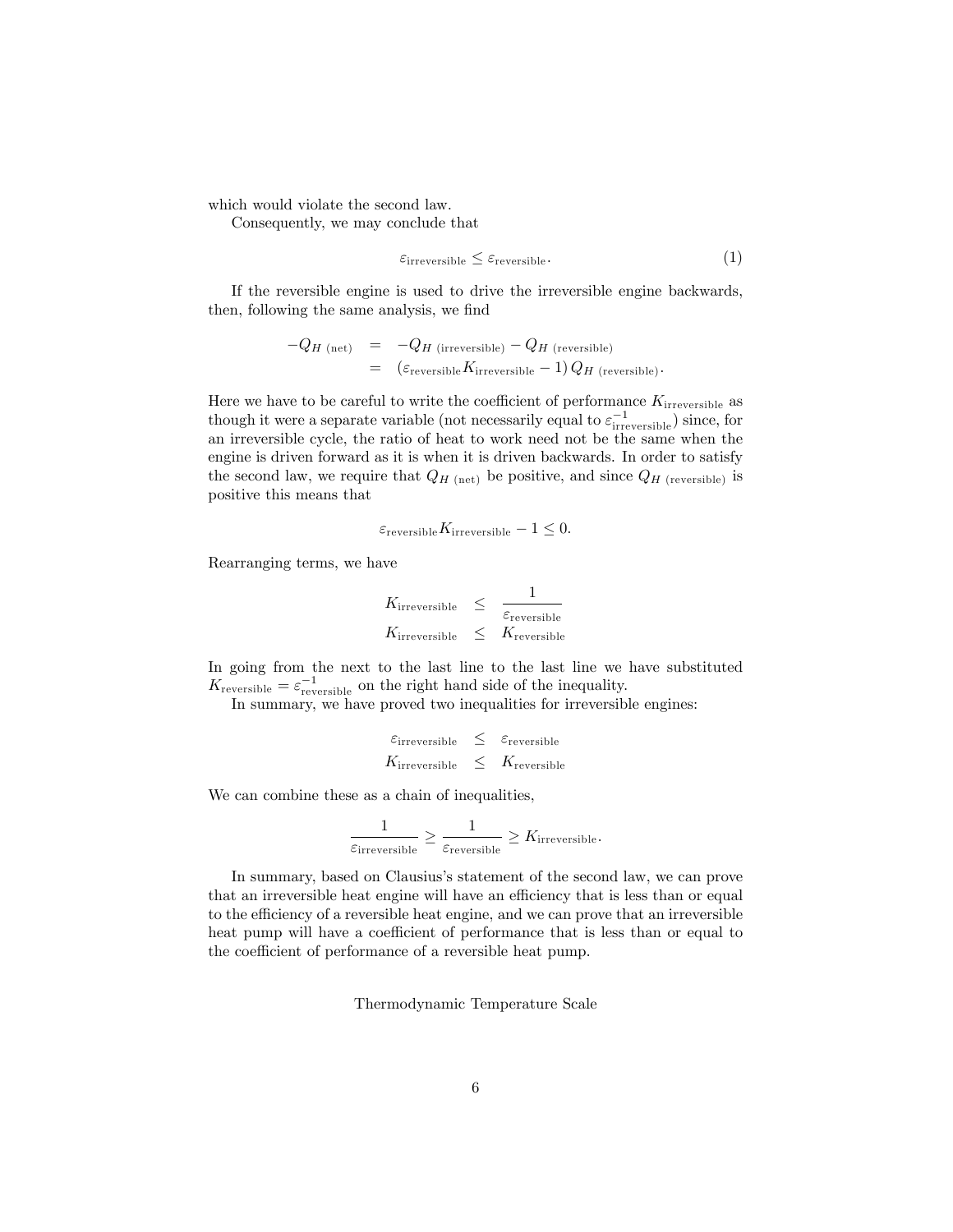which would violate the second law.

Consequently, we may conclude that

$$\varepsilon_{\text{irreversible}} \leq \varepsilon_{\text{reversible}}. \tag{1}$$

If the reversible engine is used to drive the irreversible engine backwards, then, following the same analysis, we find

$$\begin{aligned} -Q_{H\ (\text{net})} &= -Q_{H\ (\text{irreversible})} - Q_{H\ (\text{reversible})} \\ &= \left(\varepsilon_{\text{reversible}} K_{\text{irreversible}} - 1\right) Q_{H\ (\text{reversible})}. \end{aligned}$$

Here we have to be careful to write the coefficient of performance $K_{\text{irreversible}}$ as though it were a separate variable (not necessarily equal to $\varepsilon^{-1}_{\text{irreversible}}$) since, for an irreversible cycle, the ratio of heat to work need not be the same when the engine is driven forward as it is when it is driven backwards. In order to satisfy the second law, we require that $Q_{H\ (\text{net})}$ be positive, and since $Q_{H\ (\text{reversible})}$ is positive this means that

$$\varepsilon_{\text{reversible}} K_{\text{irreversible}} - 1 \leq 0.$$

Rearranging terms, we have

$$\begin{aligned} K_{\text{irreversible}} &\leq \frac{1}{\varepsilon_{\text{reversible}}} \\ K_{\text{irreversible}} &\leq K_{\text{reversible}} \end{aligned}$$

In going from the next to the last line to the last line we have substituted $K_{\text{reversible}} = \varepsilon^{-1}_{\text{reversible}}$ on the right hand side of the inequality.

In summary, we have proved two inequalities for irreversible engines:

$$\begin{aligned} \varepsilon_{\text{irreversible}} &\leq \varepsilon_{\text{reversible}} \\ K_{\text{irreversible}} &\leq K_{\text{reversible}} \end{aligned}$$

We can combine these as a chain of inequalities,

$$\frac{1}{\varepsilon_{\text{irreversible}}} \geq \frac{1}{\varepsilon_{\text{reversible}}} \geq K_{\text{irreversible}}.$$

In summary, based on Clausius's statement of the second law, we can prove that an irreversible heat engine will have an efficiency that is less than or equal to the efficiency of a reversible heat engine, and we can prove that an irreversible heat pump will have a coefficient of performance that is less than or equal to the coefficient of performance of a reversible heat pump.

## Thermodynamic Temperature Scale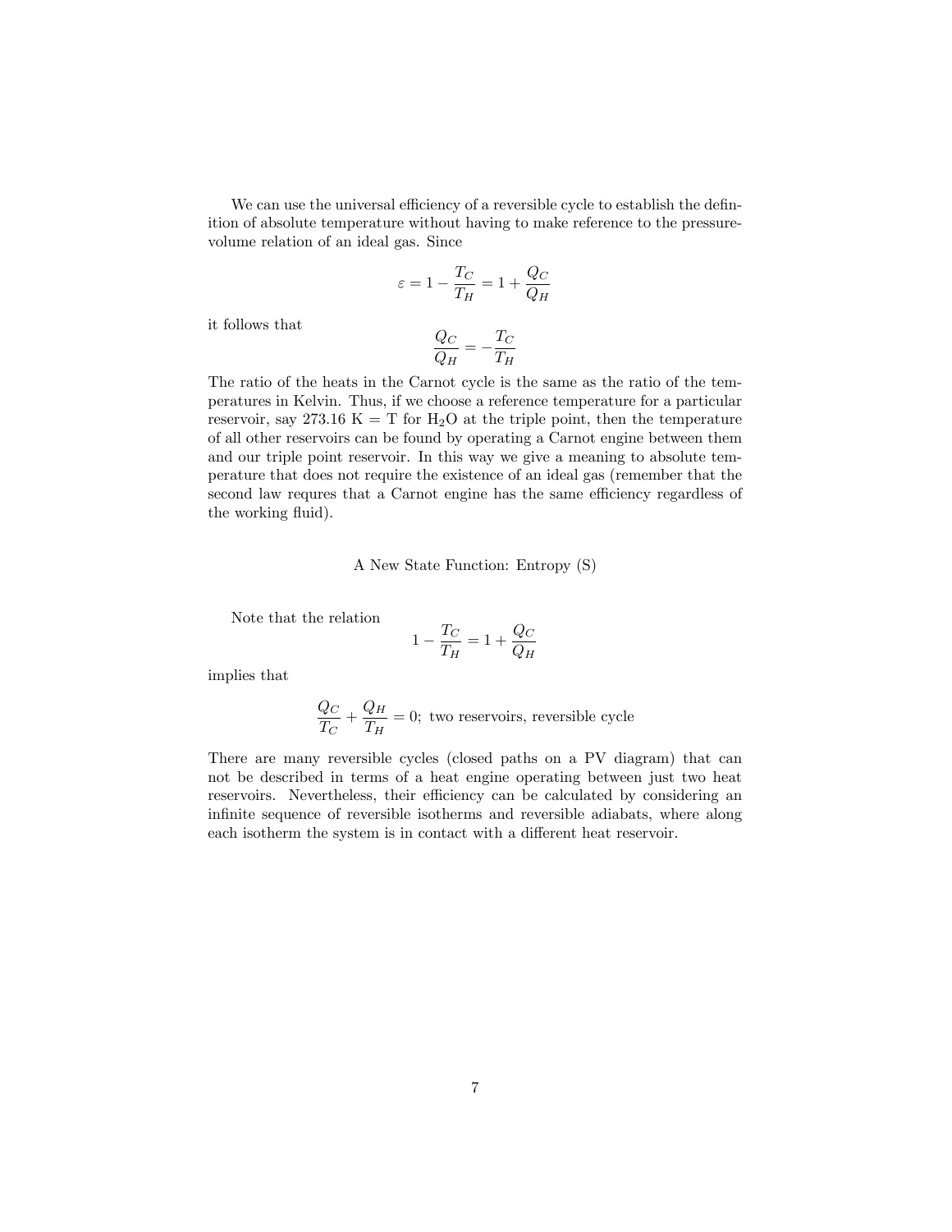We can use the universal efficiency of a reversible cycle to establish the definition of absolute temperature without having to make reference to the pressure-volume relation of an ideal gas. Since

$$\varepsilon = 1 - \frac{T_C}{T_H} = 1 + \frac{Q_C}{Q_H}$$

it follows that

$$\frac{Q_C}{Q_H} = -\frac{T_C}{T_H}$$

The ratio of the heats in the Carnot cycle is the same as the ratio of the temperatures in Kelvin. Thus, if we choose a reference temperature for a particular reservoir, say 273.16 K = T for $H_2O$ at the triple point, then the temperature of all other reservoirs can be found by operating a Carnot engine between them and our triple point reservoir. In this way we give a meaning to absolute temperature that does not require the existence of an ideal gas (remember that the second law requres that a Carnot engine has the same efficiency regardless of the working fluid).

## A New State Function: Entropy (S)

Note that the relation

$$1 - \frac{T_C}{T_H} = 1 + \frac{Q_C}{Q_H}$$

implies that

$$\frac{Q_C}{T_C} + \frac{Q_H}{T_H} = 0; \text{ two reservoirs, reversible cycle}$$

There are many reversible cycles (closed paths on a PV diagram) that can not be described in terms of a heat engine operating between just two heat reservoirs. Nevertheless, their efficiency can be calculated by considering an infinite sequence of reversible isotherms and reversible adiabats, where along each isotherm the system is in contact with a different heat reservoir.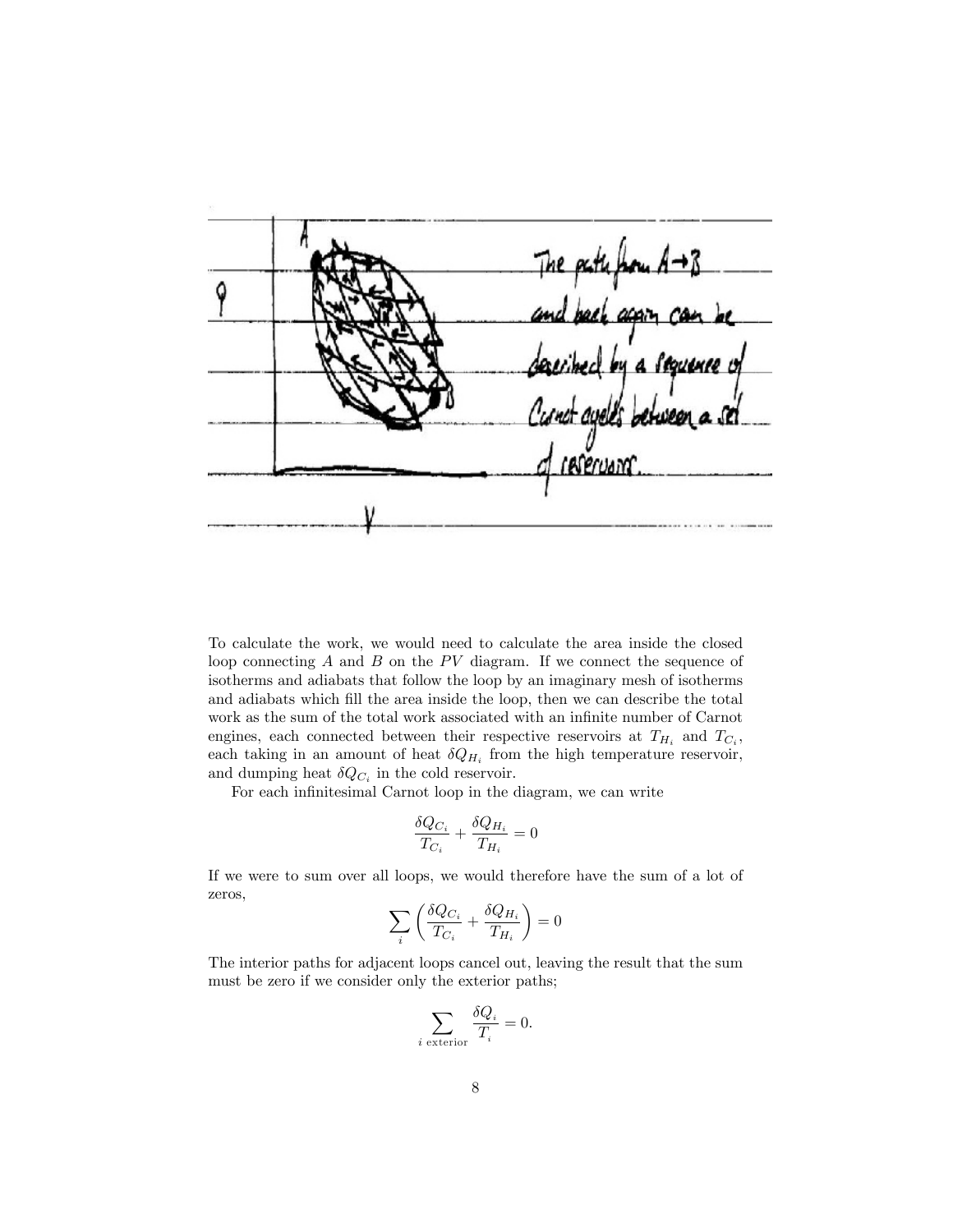The path from A→B and back again can be described by a sequence of Carnot cycles between a set of reservoirs.

To calculate the work, we would need to calculate the area inside the closed loop connecting $A$ and $B$ on the $PV$ diagram. If we connect the sequence of isotherms and adiabats that follow the loop by an imaginary mesh of isotherms and adiabats which fill the area inside the loop, then we can describe the total work as the sum of the total work associated with an infinite number of Carnot engines, each connected between their respective reservoirs at $T_{H_i}$ and $T_{C_i}$, each taking in an amount of heat $\delta Q_{H_i}$ from the high temperature reservoir, and dumping heat $\delta Q_{C_i}$ in the cold reservoir.

For each infinitesimal Carnot loop in the diagram, we can write

$$\frac{\delta Q_{C_i}}{T_{C_i}} + \frac{\delta Q_{H_i}}{T_{H_i}} = 0$$

If we were to sum over all loops, we would therefore have the sum of a lot of zeros,

$$\sum_i \left( \frac{\delta Q_{C_i}}{T_{C_i}} + \frac{\delta Q_{H_i}}{T_{H_i}} \right) = 0$$

The interior paths for adjacent loops cancel out, leaving the result that the sum must be zero if we consider only the exterior paths;

$$\sum_{i \text{ exterior}} \frac{\delta Q_i}{T_i} = 0.$$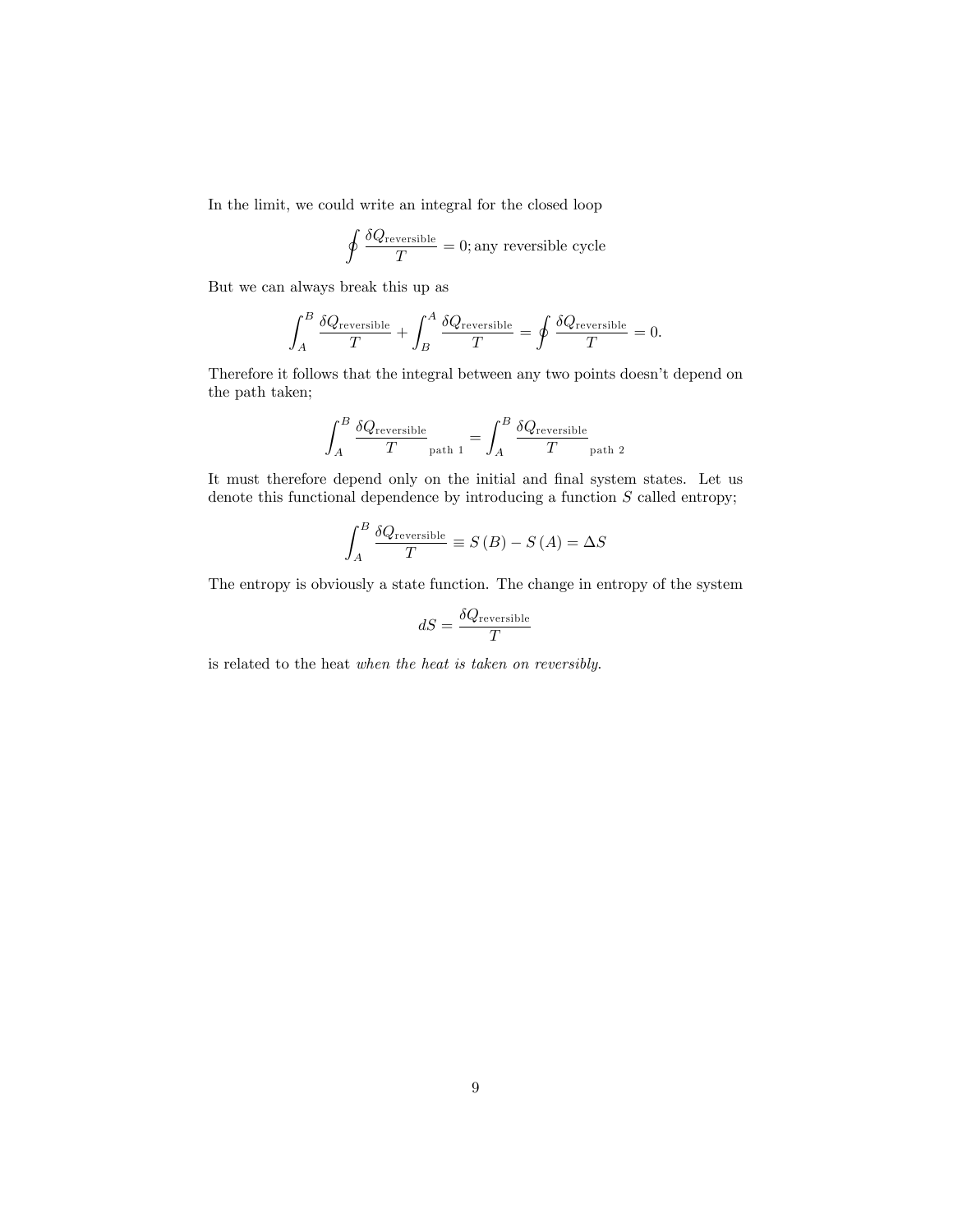In the limit, we could write an integral for the closed loop

$$\oint \frac{\delta Q_{\text{reversible}}}{T} = 0; \text{any reversible cycle}$$

But we can always break this up as

$$\int_A^B \frac{\delta Q_{\text{reversible}}}{T} + \int_B^A \frac{\delta Q_{\text{reversible}}}{T} = \oint \frac{\delta Q_{\text{reversible}}}{T} = 0.$$

Therefore it follows that the integral between any two points doesn't depend on the path taken;

$$\int_A^B \frac{\delta Q_{\text{reversible}}}{T}_{\text{path 1}} = \int_A^B \frac{\delta Q_{\text{reversible}}}{T}_{\text{path 2}}$$

It must therefore depend only on the initial and final system states. Let us denote this functional dependence by introducing a function $S$ called entropy;

$$\int_A^B \frac{\delta Q_{\text{reversible}}}{T} \equiv S(B) - S(A) = \Delta S$$

The entropy is obviously a state function. The change in entropy of the system

$$dS = \frac{\delta Q_{\text{reversible}}}{T}$$

is related to the heat *when the heat is taken on reversibly*.